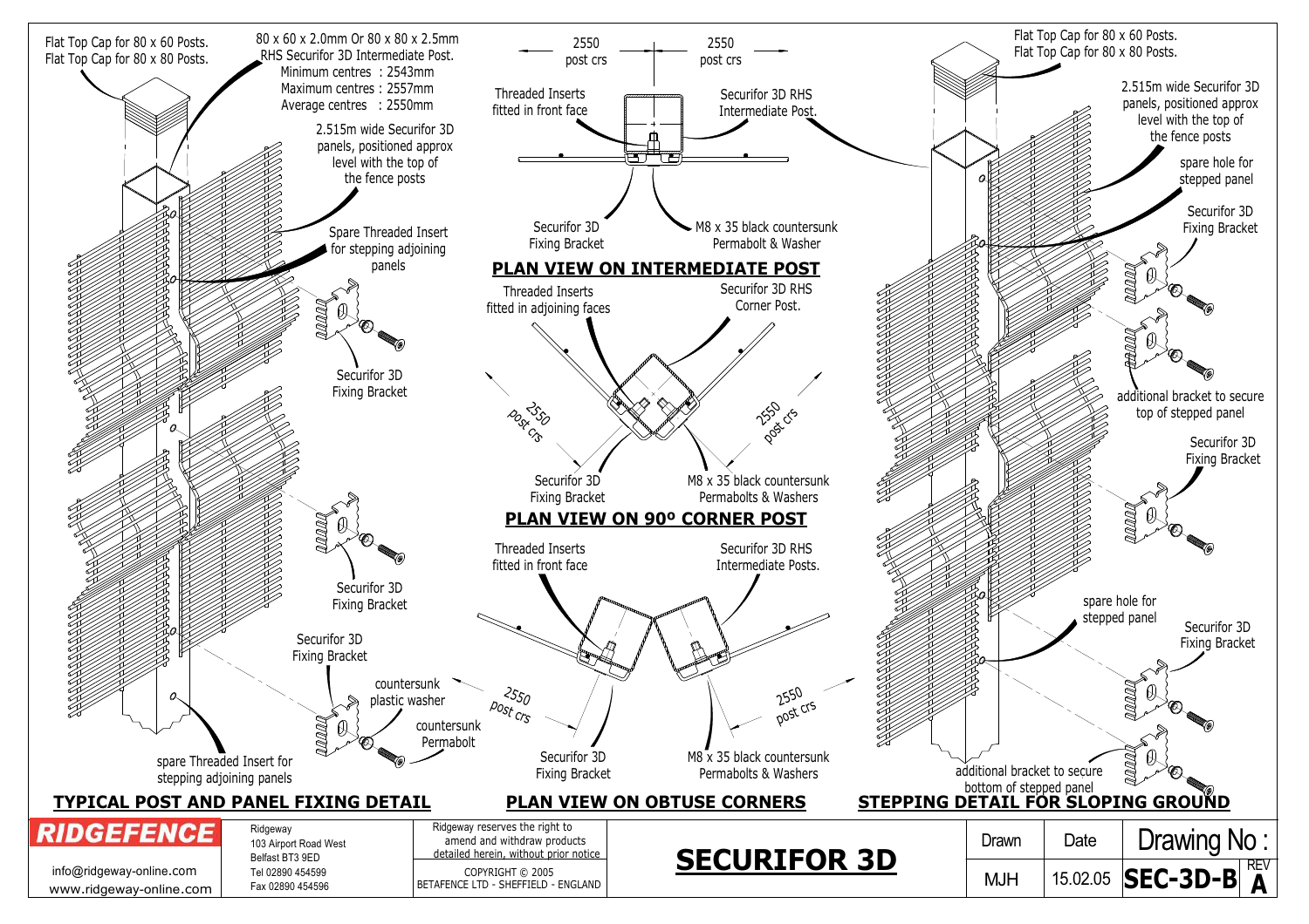## TYPICAL POST AND PANEL FIXING DETAIL

Flat Top Cap for 80 x 60 Posts.
Flat Top Cap for 80 x 80 Posts.

80 x 60 x 2.0mm Or 80 x 80 x 2.5mm RHS Securifor 3D Intermediate Post.
Minimum centres : 2543mm
Maximum centres : 2557mm
Average centres : 2550mm

2.515m wide Securifor 3D panels, positioned approx level with the top of the fence posts

Spare Threaded Insert for stepping adjoining panels

Securifor 3D Fixing Bracket

Securifor 3D Fixing Bracket

Securifor 3D Fixing Bracket

countersunk plastic washer

countersunk Permabolt

spare Threaded Insert for stepping adjoining panels

## PLAN VIEW ON INTERMEDIATE POST

2550 post crs | 2550 post crs

Threaded Inserts fitted in front face

Securifor 3D RHS Intermediate Post.

Securifor 3D Fixing Bracket

M8 x 35 black countersunk Permabolt & Washer

## PLAN VIEW ON 90º CORNER POST

Threaded Inserts fitted in adjoining faces

Securifor 3D RHS Corner Post.

2550 post crs | 2550 post crs

Securifor 3D Fixing Bracket

M8 x 35 black countersunk Permabolts & Washers

## PLAN VIEW ON OBTUSE CORNERS

Threaded Inserts fitted in front face

Securifor 3D RHS Intermediate Posts.

2550 post crs | 2550 post crs

Securifor 3D Fixing Bracket

M8 x 35 black countersunk Permabolts & Washers

## STEPPING DETAIL FOR SLOPING GROUND

Flat Top Cap for 80 x 60 Posts.
Flat Top Cap for 80 x 80 Posts.

2.515m wide Securifor 3D panels, positioned approx level with the top of the fence posts

spare hole for stepped panel

Securifor 3D Fixing Bracket

additional bracket to secure top of stepped panel

Securifor 3D Fixing Bracket

spare hole for stepped panel

Securifor 3D Fixing Bracket

additional bracket to secure bottom of stepped panel

---

**RIDGEFENCE**
info@ridgeway-online.com
www.ridgeway-online.com

Ridgeway
103 Airport Road West
Belfast BT3 9ED
Tel 02890 454599
Fax 02890 454596

Ridgeway reserves the right to amend and withdraw products detailed herein, without prior notice

COPYRIGHT © 2005
BETAFENCE LTD - SHEFFIELD - ENGLAND

# SECURIFOR 3D

| Drawn | Date | Drawing No : | REV |
|---|---|---|---|
| MJH | 15.02.05 | SEC-3D-B | A |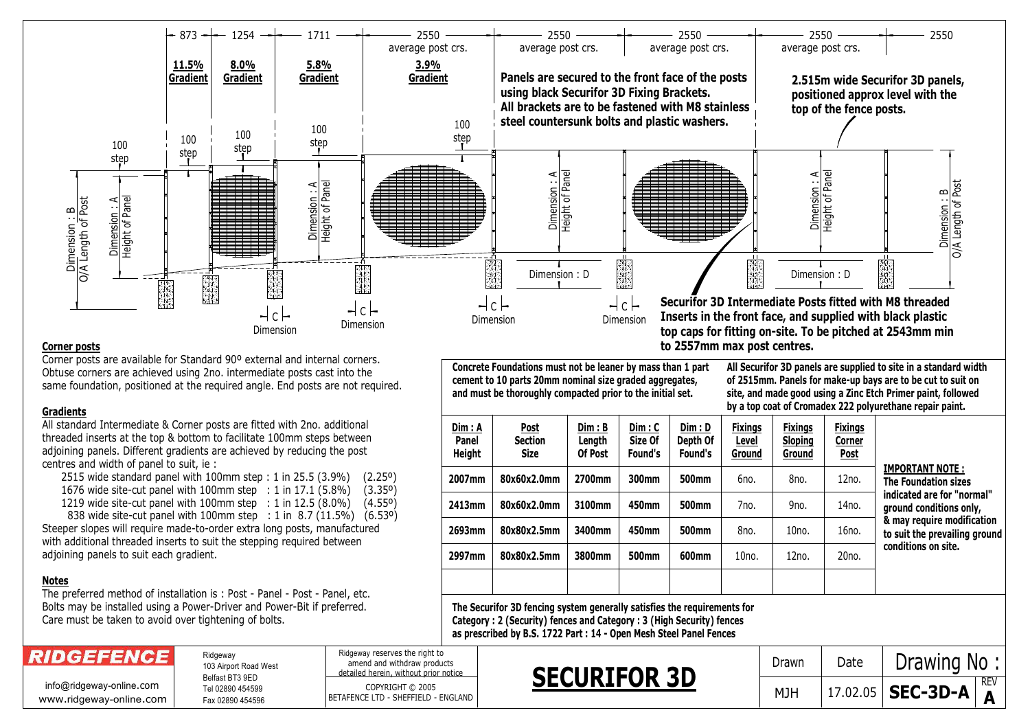873 — 1254 — 1711 — 2550 average post crs. — 2550 average post crs. — 2550 average post crs. — 2550 average post crs. — 2550

**11.5% Gradient** **8.0% Gradient** **5.8% Gradient** **3.9% Gradient**

100 step

**Panels are secured to the front face of the posts using black Securifor 3D Fixing Brackets. All brackets are to be fastened with M8 stainless steel countersunk bolts and plastic washers.**

**2.515m wide Securifor 3D panels, positioned approx level with the top of the fence posts.**

Dimension : B O/A Length of Post

Dimension : A Height of Panel

Dimension : D

C Dimension

**Securifor 3D Intermediate Posts fitted with M8 threaded Inserts in the front face, and supplied with black plastic top caps for fitting on-site. To be pitched at 2543mm min to 2557mm max post centres.**

## Corner posts

Corner posts are available for Standard 90º external and internal corners. Obtuse corners are achieved using 2no. intermediate posts cast into the same foundation, positioned at the required angle. End posts are not required.

## Gradients

All standard Intermediate & Corner posts are fitted with 2no. additional threaded inserts at the top & bottom to facilitate 100mm steps between adjoining panels. Different gradients are achieved by reducing the post centres and width of panel to suit, ie :

- 2515 wide standard panel with 100mm step : 1 in 25.5 (3.9%) (2.25º)
- 1676 wide site-cut panel with 100mm step : 1 in 17.1 (5.8%) (3.35º)
- 1219 wide site-cut panel with 100mm step : 1 in 12.5 (8.0%) (4.55º)
- 838 wide site-cut panel with 100mm step : 1 in 8.7 (11.5%) (6.53º)

Steeper slopes will require made-to-order extra long posts, manufactured with additional threaded inserts to suit the stepping required between adjoining panels to suit each gradient.

## Notes

The preferred method of installation is : Post - Panel - Post - Panel, etc. Bolts may be installed using a Power-Driver and Power-Bit if preferred. Care must be taken to avoid over tightening of bolts.

**Concrete Foundations must not be leaner by mass than 1 part cement to 10 parts 20mm nominal size graded aggregates, and must be thoroughly compacted prior to the initial set.**

**All Securifor 3D panels are supplied to site in a standard width of 2515mm. Panels for make-up bays are to be cut to suit on site, and made good using a Zinc Etch Primer paint, followed by a top coat of Cromadex 222 polyurethane repair paint.**

| Dim : A Panel Height | Post Section Size | Dim : B Length Of Post | Dim : C Size Of Found's | Dim : D Depth Of Found's | Fixings Level Ground | Fixings Sloping Ground | Fixings Corner Post |
|---|---|---|---|---|---|---|---|
| 2007mm | 80x60x2.0mm | 2700mm | 300mm | 500mm | 6no. | 8no. | 12no. |
| 2413mm | 80x60x2.0mm | 3100mm | 450mm | 500mm | 7no. | 9no. | 14no. |
| 2693mm | 80x80x2.5mm | 3400mm | 450mm | 500mm | 8no. | 10no. | 16no. |
| 2997mm | 80x80x2.5mm | 3800mm | 500mm | 600mm | 10no. | 12no. | 20no. |

**IMPORTANT NOTE : The Foundation sizes indicated are for "normal" ground conditions only, & may require modification to suit the prevailing ground conditions on site.**

**The Securifor 3D fencing system generally satisfies the requirements for Category : 2 (Security) fences and Category : 3 (High Security) fences as prescribed by B.S. 1722 Part : 14 - Open Mesh Steel Panel Fences**

RIDGEFENCE

info@ridgeway-online.com
www.ridgeway-online.com

Ridgeway
103 Airport Road West
Belfast BT3 9ED
Tel 02890 454599
Fax 02890 454596

Ridgeway reserves the right to amend and withdraw products detailed herein, without prior notice

COPYRIGHT © 2005
BETAFENCE LTD - SHEFFIELD - ENGLAND

# SECURIFOR 3D

| Drawn | Date | Drawing No : | REV |
|---|---|---|---|
| MJH | 17.02.05 | SEC-3D-A | A |